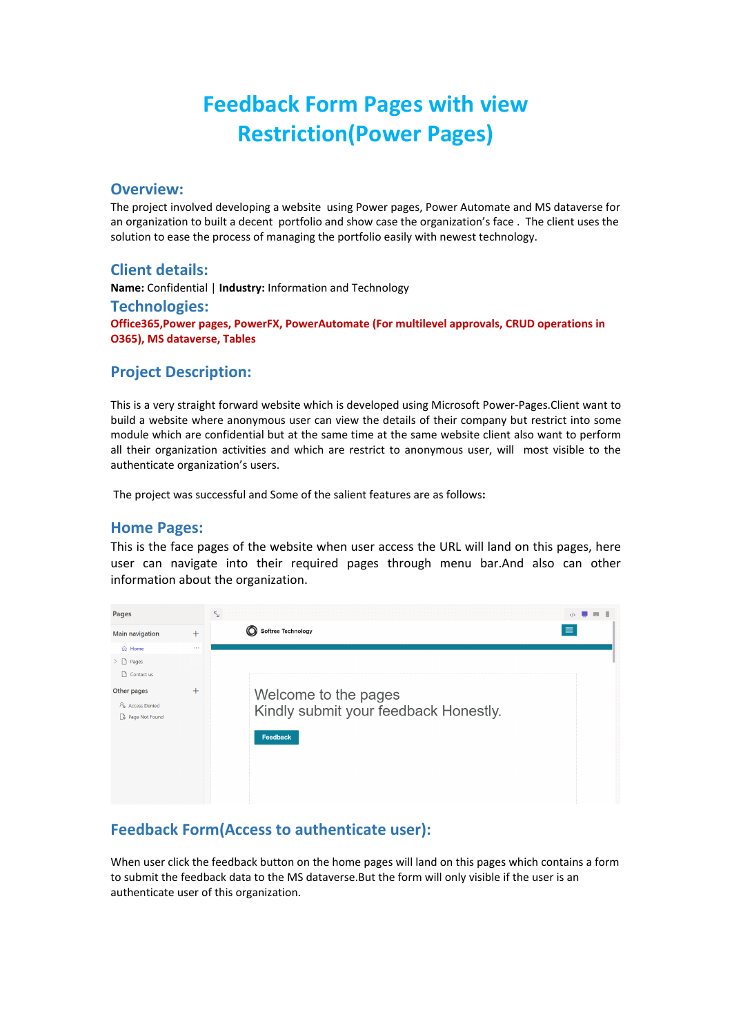# Feedback Form Pages with view Restriction(Power Pages)

## Overview:

The project involved developing a website using Power pages, Power Automate and MS dataverse for an organization to built a decent portfolio and show case the organization's face . The client uses the solution to ease the process of managing the portfolio easily with newest technology.

## Client details:

**Name:** Confidential | **Industry:** Information and Technology

## Technologies:

**Office365,Power pages, PowerFX, PowerAutomate (For multilevel approvals, CRUD operations in O365), MS dataverse, Tables**

## Project Description:

This is a very straight forward website which is developed using Microsoft Power-Pages.Client want to build a website where anonymous user can view the details of their company but restrict into some module which are confidential but at the same time at the same website client also want to perform all their organization activities and which are restrict to anonymous user, will most visible to the authenticate organization's users.

The project was successful and Some of the salient features are as follows**:**

## Home Pages:

This is the face pages of the website when user access the URL will land on this pages, here user can navigate into their required pages through menu bar.And also can other information about the organization.

## Feedback Form(Access to authenticate user):

When user click the feedback button on the home pages will land on this pages which contains a form to submit the feedback data to the MS dataverse.But the form will only visible if the user is an authenticate user of this organization.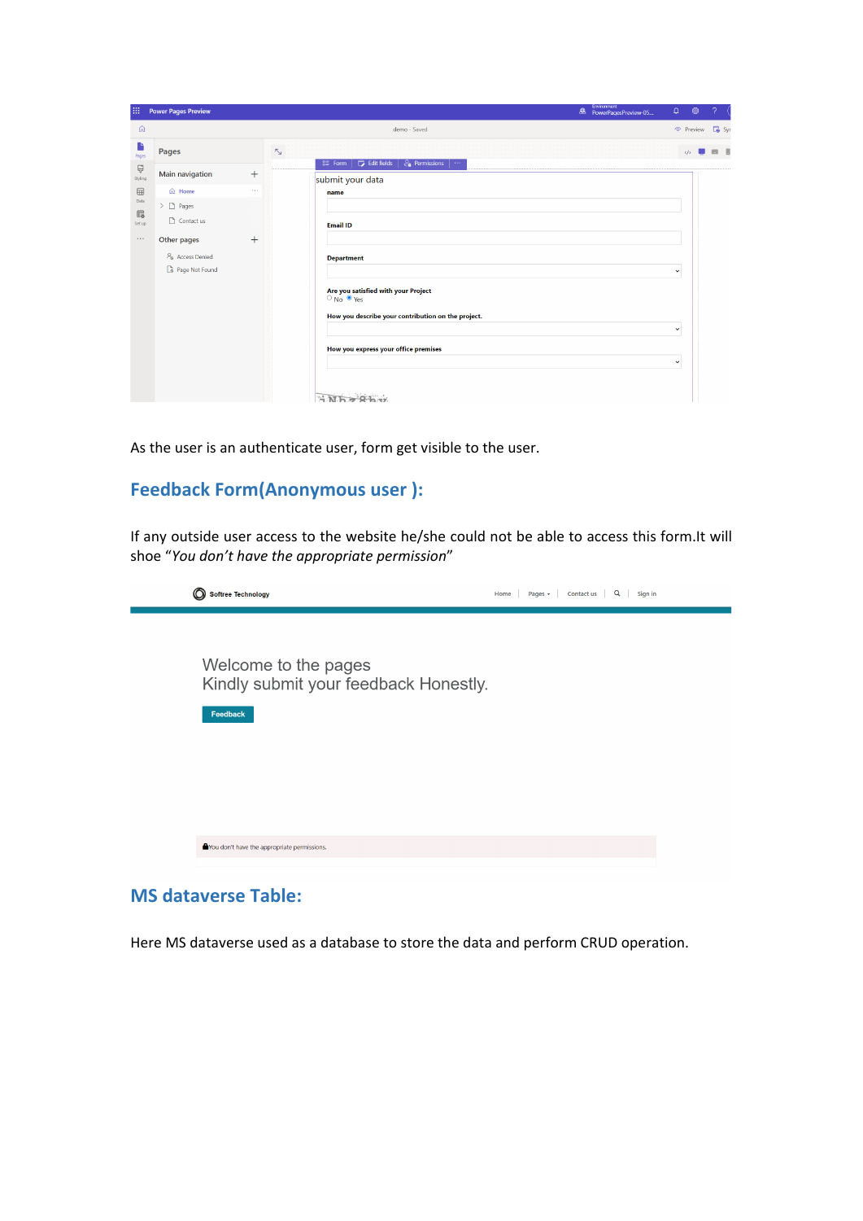As the user is an authenticate user, form get visible to the user.

## Feedback Form(Anonymous user ):

If any outside user access to the website he/she could not be able to access this form.It will shoe "*You don't have the appropriate permission*"

## MS dataverse Table:

Here MS dataverse used as a database to store the data and perform CRUD operation.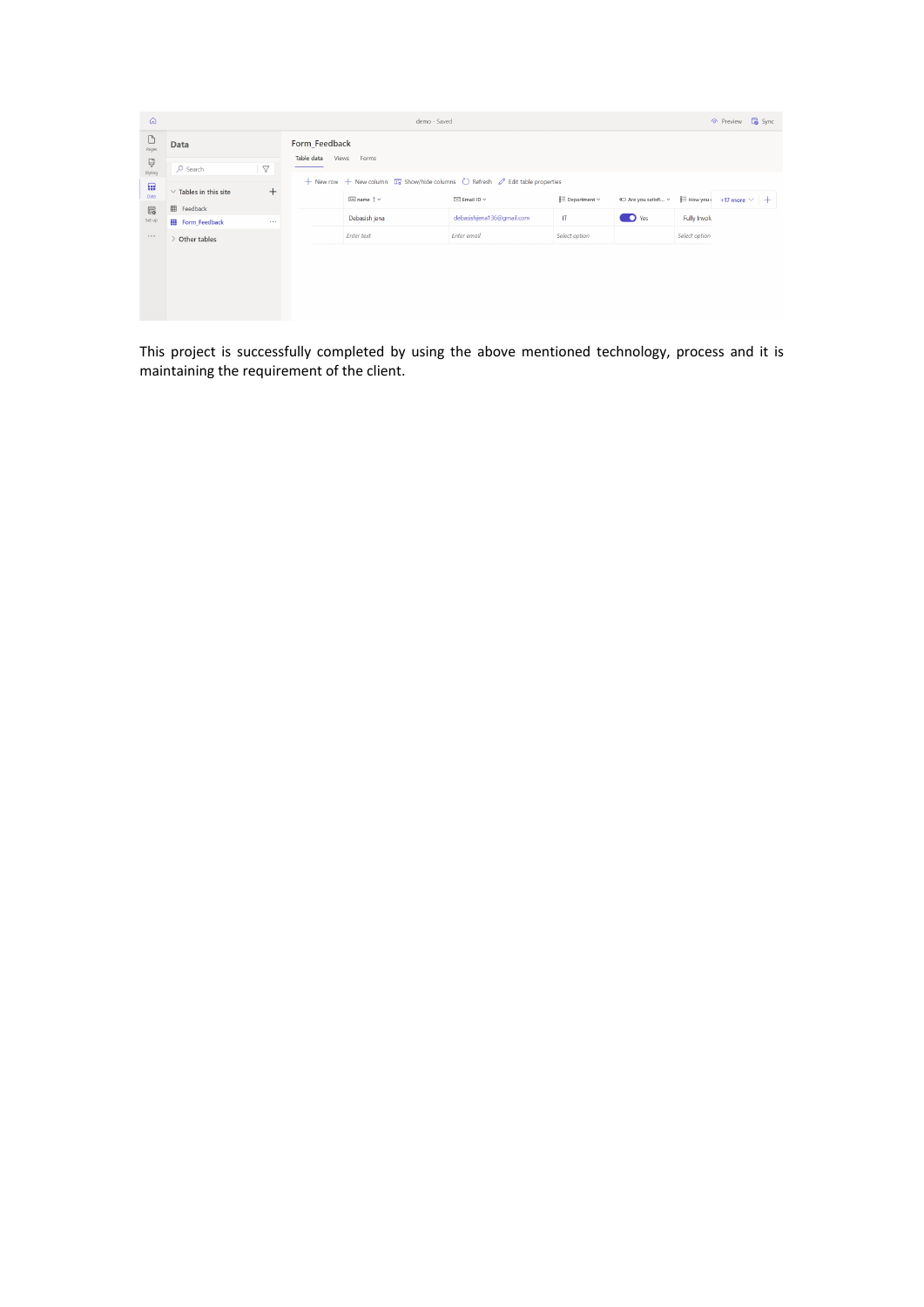This project is successfully completed by using the above mentioned technology, process and it is maintaining the requirement of the client.